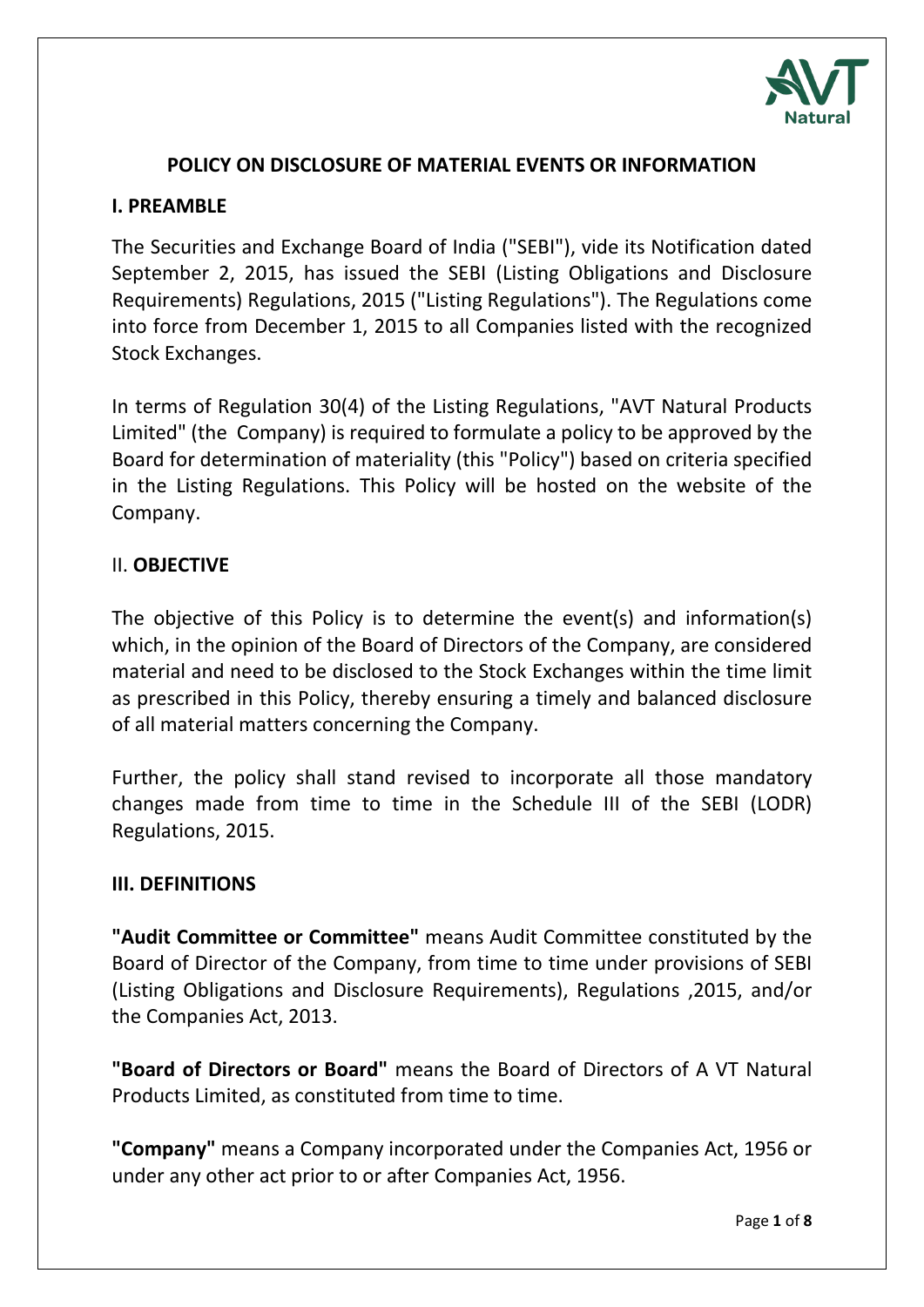# POLICY ON DISCLOSURE OF MATERIAL EVENTS OR INFORMATION

## I. PREAMBLE

The Securities and Exchange Board of India ("SEBI"), vide its Notification dated September 2, 2015, has issued the SEBI (Listing Obligations and Disclosure Requirements) Regulations, 2015 ("Listing Regulations"). The Regulations come into force from December 1, 2015 to all Companies listed with the recognized Stock Exchanges.

In terms of Regulation 30(4) of the Listing Regulations, "AVT Natural Products Limited" (the Company) is required to formulate a policy to be approved by the Board for determination of materiality (this "Policy") based on criteria specified in the Listing Regulations. This Policy will be hosted on the website of the Company.

## II. OBJECTIVE

The objective of this Policy is to determine the event(s) and information(s) which, in the opinion of the Board of Directors of the Company, are considered material and need to be disclosed to the Stock Exchanges within the time limit as prescribed in this Policy, thereby ensuring a timely and balanced disclosure of all material matters concerning the Company.

Further, the policy shall stand revised to incorporate all those mandatory changes made from time to time in the Schedule III of the SEBI (LODR) Regulations, 2015.

## III. DEFINITIONS

**"Audit Committee or Committee"** means Audit Committee constituted by the Board of Director of the Company, from time to time under provisions of SEBI (Listing Obligations and Disclosure Requirements), Regulations ,2015, and/or the Companies Act, 2013.

**"Board of Directors or Board"** means the Board of Directors of A VT Natural Products Limited, as constituted from time to time.

**"Company"** means a Company incorporated under the Companies Act, 1956 or under any other act prior to or after Companies Act, 1956.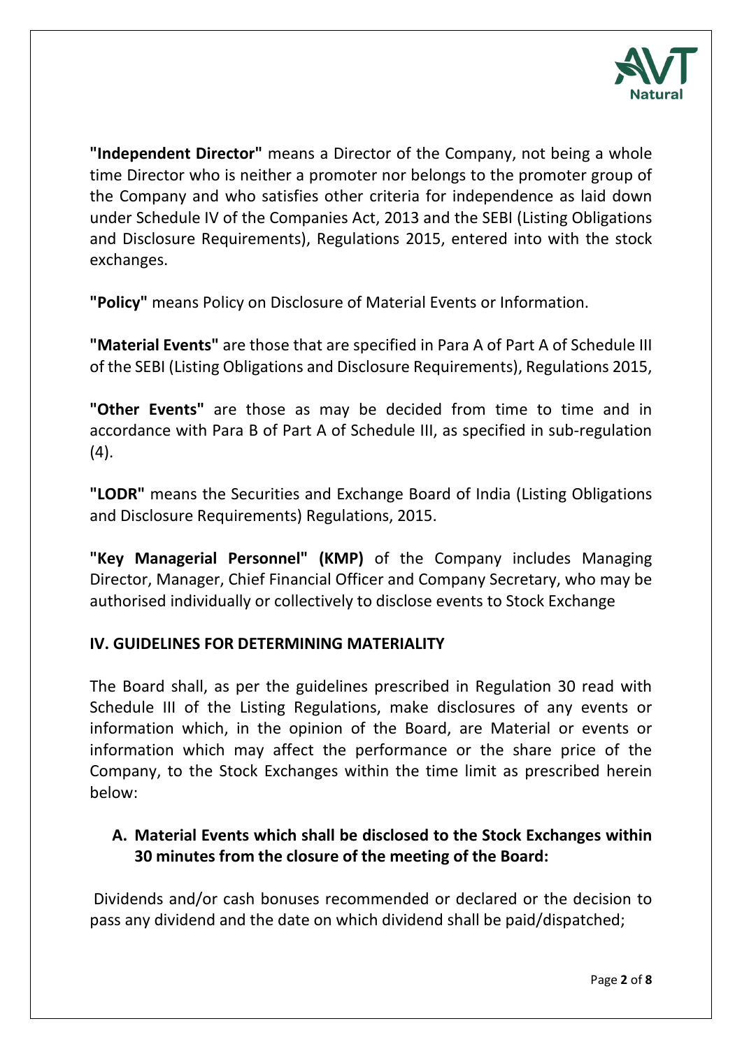**"Independent Director"** means a Director of the Company, not being a whole time Director who is neither a promoter nor belongs to the promoter group of the Company and who satisfies other criteria for independence as laid down under Schedule IV of the Companies Act, 2013 and the SEBI (Listing Obligations and Disclosure Requirements), Regulations 2015, entered into with the stock exchanges.

**"Policy"** means Policy on Disclosure of Material Events or Information.

**"Material Events"** are those that are specified in Para A of Part A of Schedule III of the SEBI (Listing Obligations and Disclosure Requirements), Regulations 2015,

**"Other Events"** are those as may be decided from time to time and in accordance with Para B of Part A of Schedule III, as specified in sub-regulation (4).

**"LODR"** means the Securities and Exchange Board of India (Listing Obligations and Disclosure Requirements) Regulations, 2015.

**"Key Managerial Personnel" (KMP)** of the Company includes Managing Director, Manager, Chief Financial Officer and Company Secretary, who may be authorised individually or collectively to disclose events to Stock Exchange

## IV. GUIDELINES FOR DETERMINING MATERIALITY

The Board shall, as per the guidelines prescribed in Regulation 30 read with Schedule III of the Listing Regulations, make disclosures of any events or information which, in the opinion of the Board, are Material or events or information which may affect the performance or the share price of the Company, to the Stock Exchanges within the time limit as prescribed herein below:

### A. Material Events which shall be disclosed to the Stock Exchanges within 30 minutes from the closure of the meeting of the Board:

Dividends and/or cash bonuses recommended or declared or the decision to pass any dividend and the date on which dividend shall be paid/dispatched;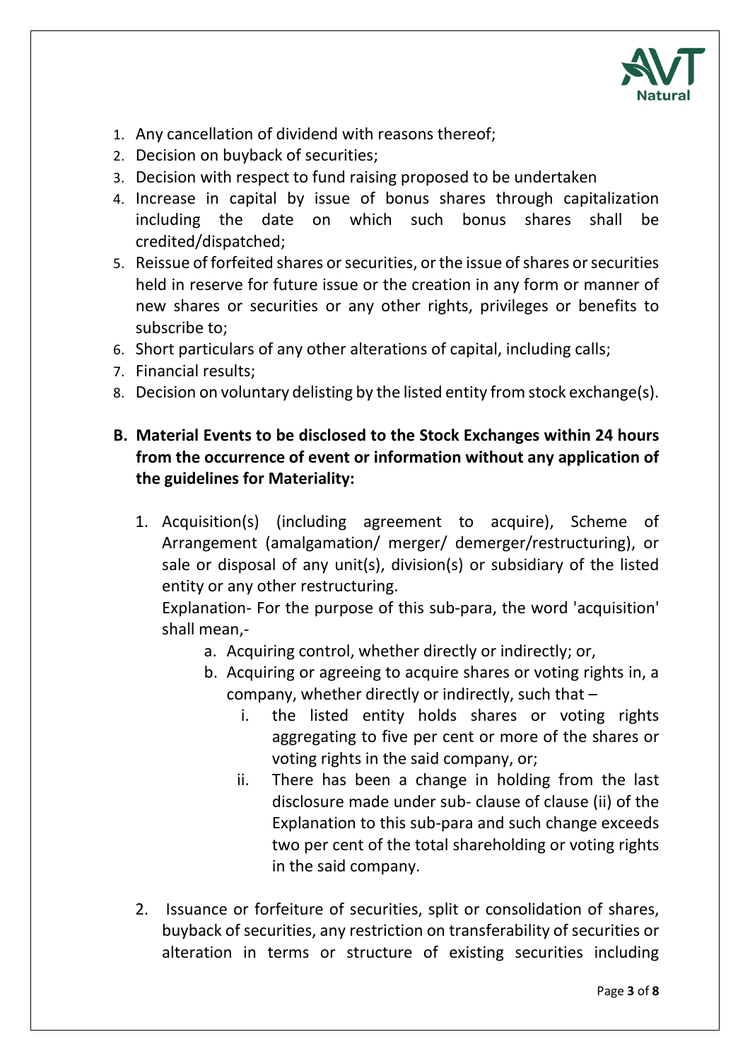1. Any cancellation of dividend with reasons thereof;
2. Decision on buyback of securities;
3. Decision with respect to fund raising proposed to be undertaken
4. Increase in capital by issue of bonus shares through capitalization including the date on which such bonus shares shall be credited/dispatched;
5. Reissue of forfeited shares or securities, or the issue of shares or securities held in reserve for future issue or the creation in any form or manner of new shares or securities or any other rights, privileges or benefits to subscribe to;
6. Short particulars of any other alterations of capital, including calls;
7. Financial results;
8. Decision on voluntary delisting by the listed entity from stock exchange(s).

**B. Material Events to be disclosed to the Stock Exchanges within 24 hours from the occurrence of event or information without any application of the guidelines for Materiality:**

1. Acquisition(s) (including agreement to acquire), Scheme of Arrangement (amalgamation/ merger/ demerger/restructuring), or sale or disposal of any unit(s), division(s) or subsidiary of the listed entity or any other restructuring.

   Explanation- For the purpose of this sub-para, the word 'acquisition' shall mean,-

   a. Acquiring control, whether directly or indirectly; or,
   b. Acquiring or agreeing to acquire shares or voting rights in, a company, whether directly or indirectly, such that –
      i. the listed entity holds shares or voting rights aggregating to five per cent or more of the shares or voting rights in the said company, or;
      ii. There has been a change in holding from the last disclosure made under sub- clause of clause (ii) of the Explanation to this sub-para and such change exceeds two per cent of the total shareholding or voting rights in the said company.

2. Issuance or forfeiture of securities, split or consolidation of shares, buyback of securities, any restriction on transferability of securities or alteration in terms or structure of existing securities including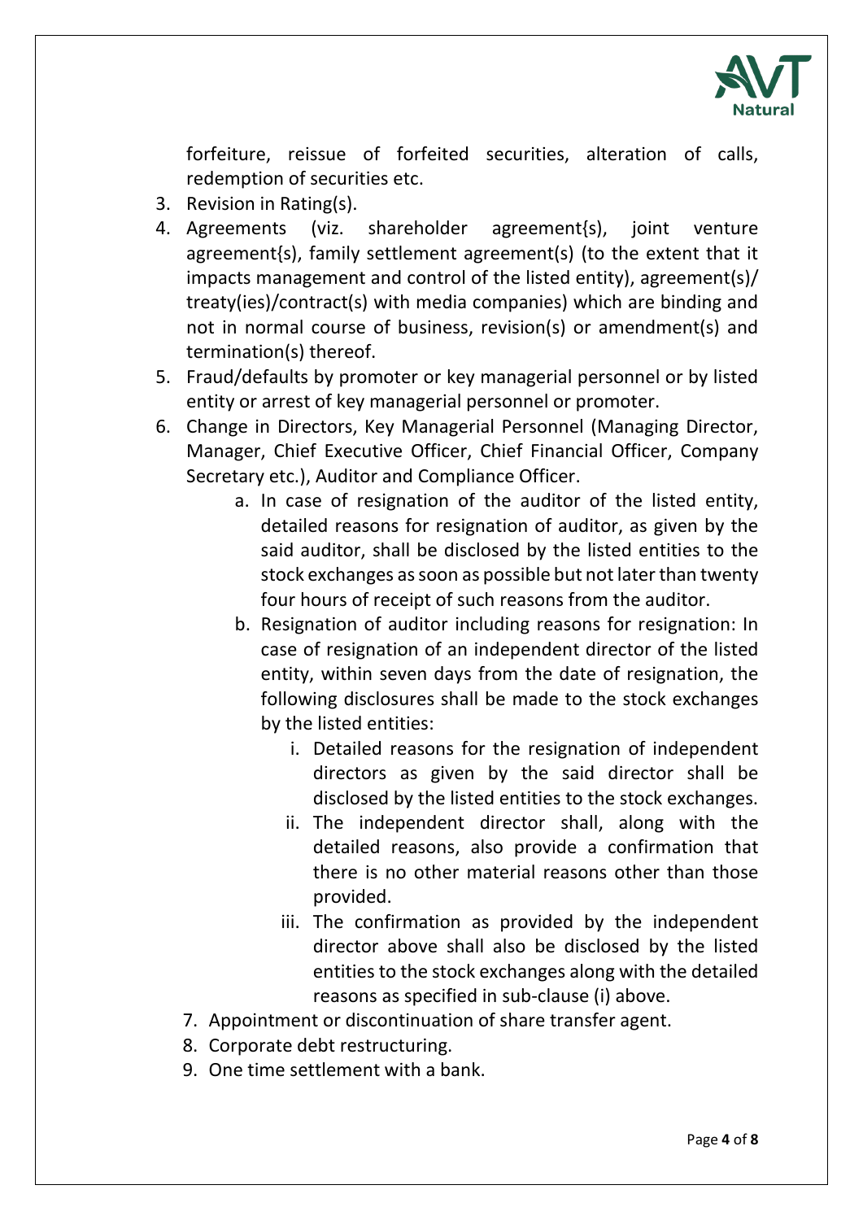forfeiture, reissue of forfeited securities, alteration of calls, redemption of securities etc.

3. Revision in Rating(s).
4. Agreements (viz. shareholder agreement{s), joint venture agreement{s), family settlement agreement(s) (to the extent that it impacts management and control of the listed entity), agreement(s)/ treaty(ies)/contract(s) with media companies) which are binding and not in normal course of business, revision(s) or amendment(s) and termination(s) thereof.
5. Fraud/defaults by promoter or key managerial personnel or by listed entity or arrest of key managerial personnel or promoter.
6. Change in Directors, Key Managerial Personnel (Managing Director, Manager, Chief Executive Officer, Chief Financial Officer, Company Secretary etc.), Auditor and Compliance Officer.
    a. In case of resignation of the auditor of the listed entity, detailed reasons for resignation of auditor, as given by the said auditor, shall be disclosed by the listed entities to the stock exchanges as soon as possible but not later than twenty four hours of receipt of such reasons from the auditor.
    b. Resignation of auditor including reasons for resignation: In case of resignation of an independent director of the listed entity, within seven days from the date of resignation, the following disclosures shall be made to the stock exchanges by the listed entities:
        i. Detailed reasons for the resignation of independent directors as given by the said director shall be disclosed by the listed entities to the stock exchanges.
        ii. The independent director shall, along with the detailed reasons, also provide a confirmation that there is no other material reasons other than those provided.
        iii. The confirmation as provided by the independent director above shall also be disclosed by the listed entities to the stock exchanges along with the detailed reasons as specified in sub-clause (i) above.
7. Appointment or discontinuation of share transfer agent.
8. Corporate debt restructuring.
9. One time settlement with a bank.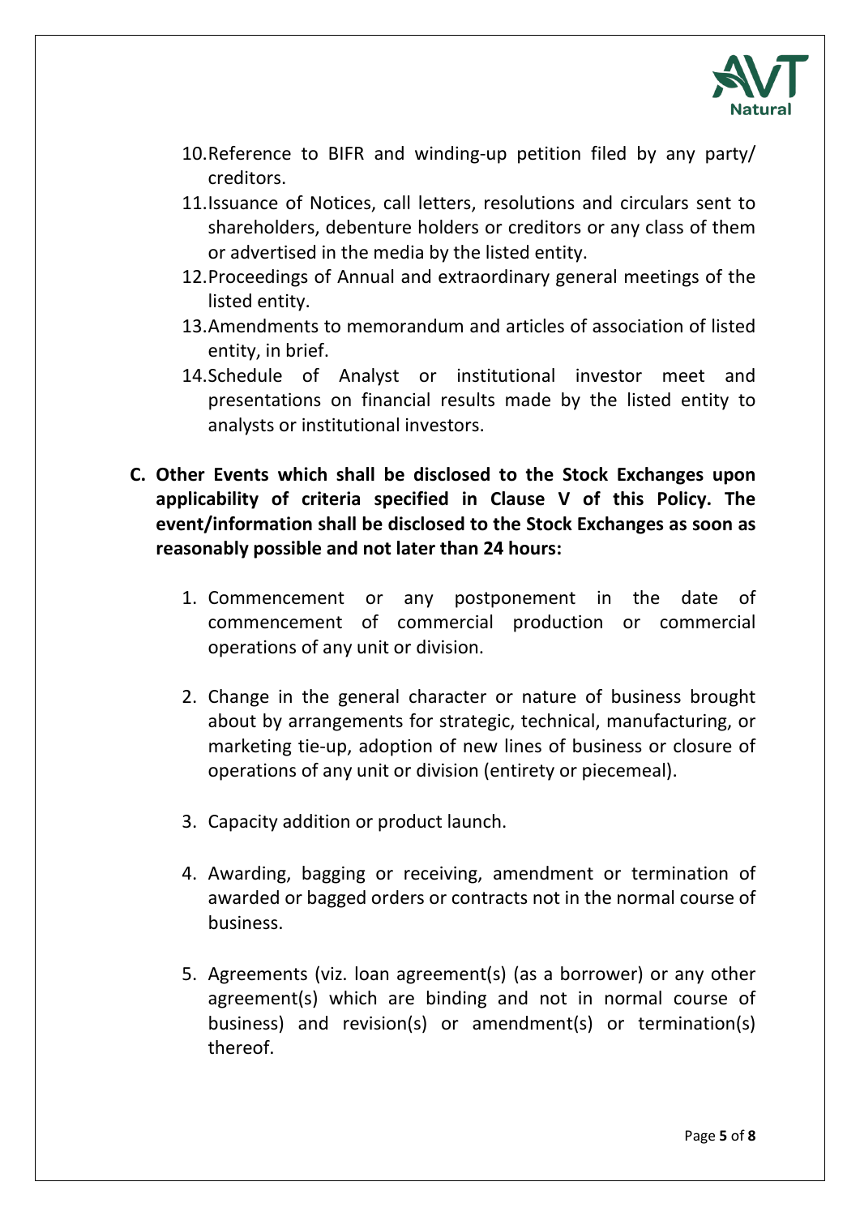10. Reference to BIFR and winding-up petition filed by any party/ creditors.
11. Issuance of Notices, call letters, resolutions and circulars sent to shareholders, debenture holders or creditors or any class of them or advertised in the media by the listed entity.
12. Proceedings of Annual and extraordinary general meetings of the listed entity.
13. Amendments to memorandum and articles of association of listed entity, in brief.
14. Schedule of Analyst or institutional investor meet and presentations on financial results made by the listed entity to analysts or institutional investors.

**C. Other Events which shall be disclosed to the Stock Exchanges upon applicability of criteria specified in Clause V of this Policy. The event/information shall be disclosed to the Stock Exchanges as soon as reasonably possible and not later than 24 hours:**

1. Commencement or any postponement in the date of commencement of commercial production or commercial operations of any unit or division.

2. Change in the general character or nature of business brought about by arrangements for strategic, technical, manufacturing, or marketing tie-up, adoption of new lines of business or closure of operations of any unit or division (entirety or piecemeal).

3. Capacity addition or product launch.

4. Awarding, bagging or receiving, amendment or termination of awarded or bagged orders or contracts not in the normal course of business.

5. Agreements (viz. loan agreement(s) (as a borrower) or any other agreement(s) which are binding and not in normal course of business) and revision(s) or amendment(s) or termination(s) thereof.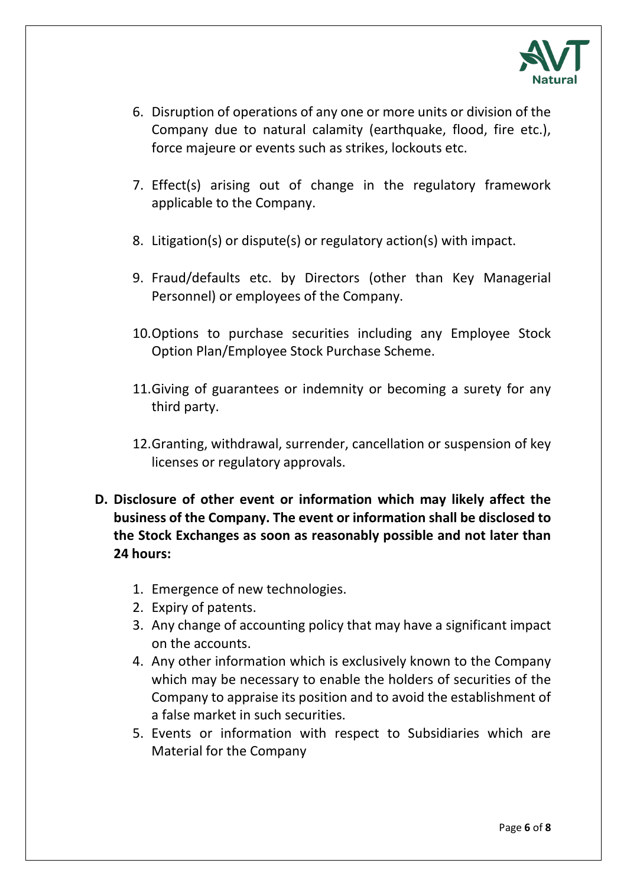6. Disruption of operations of any one or more units or division of the Company due to natural calamity (earthquake, flood, fire etc.), force majeure or events such as strikes, lockouts etc.

7. Effect(s) arising out of change in the regulatory framework applicable to the Company.

8. Litigation(s) or dispute(s) or regulatory action(s) with impact.

9. Fraud/defaults etc. by Directors (other than Key Managerial Personnel) or employees of the Company.

10. Options to purchase securities including any Employee Stock Option Plan/Employee Stock Purchase Scheme.

11. Giving of guarantees or indemnity or becoming a surety for any third party.

12. Granting, withdrawal, surrender, cancellation or suspension of key licenses or regulatory approvals.

**D. Disclosure of other event or information which may likely affect the business of the Company. The event or information shall be disclosed to the Stock Exchanges as soon as reasonably possible and not later than 24 hours:**

1. Emergence of new technologies.
2. Expiry of patents.
3. Any change of accounting policy that may have a significant impact on the accounts.
4. Any other information which is exclusively known to the Company which may be necessary to enable the holders of securities of the Company to appraise its position and to avoid the establishment of a false market in such securities.
5. Events or information with respect to Subsidiaries which are Material for the Company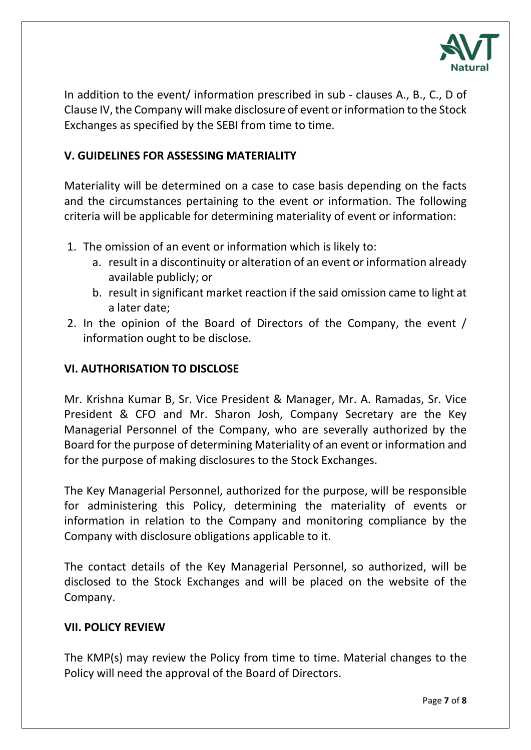In addition to the event/ information prescribed in sub - clauses A., B., C., D of Clause IV, the Company will make disclosure of event or information to the Stock Exchanges as specified by the SEBI from time to time.

## V. GUIDELINES FOR ASSESSING MATERIALITY

Materiality will be determined on a case to case basis depending on the facts and the circumstances pertaining to the event or information. The following criteria will be applicable for determining materiality of event or information:

1. The omission of an event or information which is likely to:
   a. result in a discontinuity or alteration of an event or information already available publicly; or
   b. result in significant market reaction if the said omission came to light at a later date;
2. In the opinion of the Board of Directors of the Company, the event / information ought to be disclose.

## VI. AUTHORISATION TO DISCLOSE

Mr. Krishna Kumar B, Sr. Vice President & Manager, Mr. A. Ramadas, Sr. Vice President & CFO and Mr. Sharon Josh, Company Secretary are the Key Managerial Personnel of the Company, who are severally authorized by the Board for the purpose of determining Materiality of an event or information and for the purpose of making disclosures to the Stock Exchanges.

The Key Managerial Personnel, authorized for the purpose, will be responsible for administering this Policy, determining the materiality of events or information in relation to the Company and monitoring compliance by the Company with disclosure obligations applicable to it.

The contact details of the Key Managerial Personnel, so authorized, will be disclosed to the Stock Exchanges and will be placed on the website of the Company.

## VII. POLICY REVIEW

The KMP(s) may review the Policy from time to time. Material changes to the Policy will need the approval of the Board of Directors.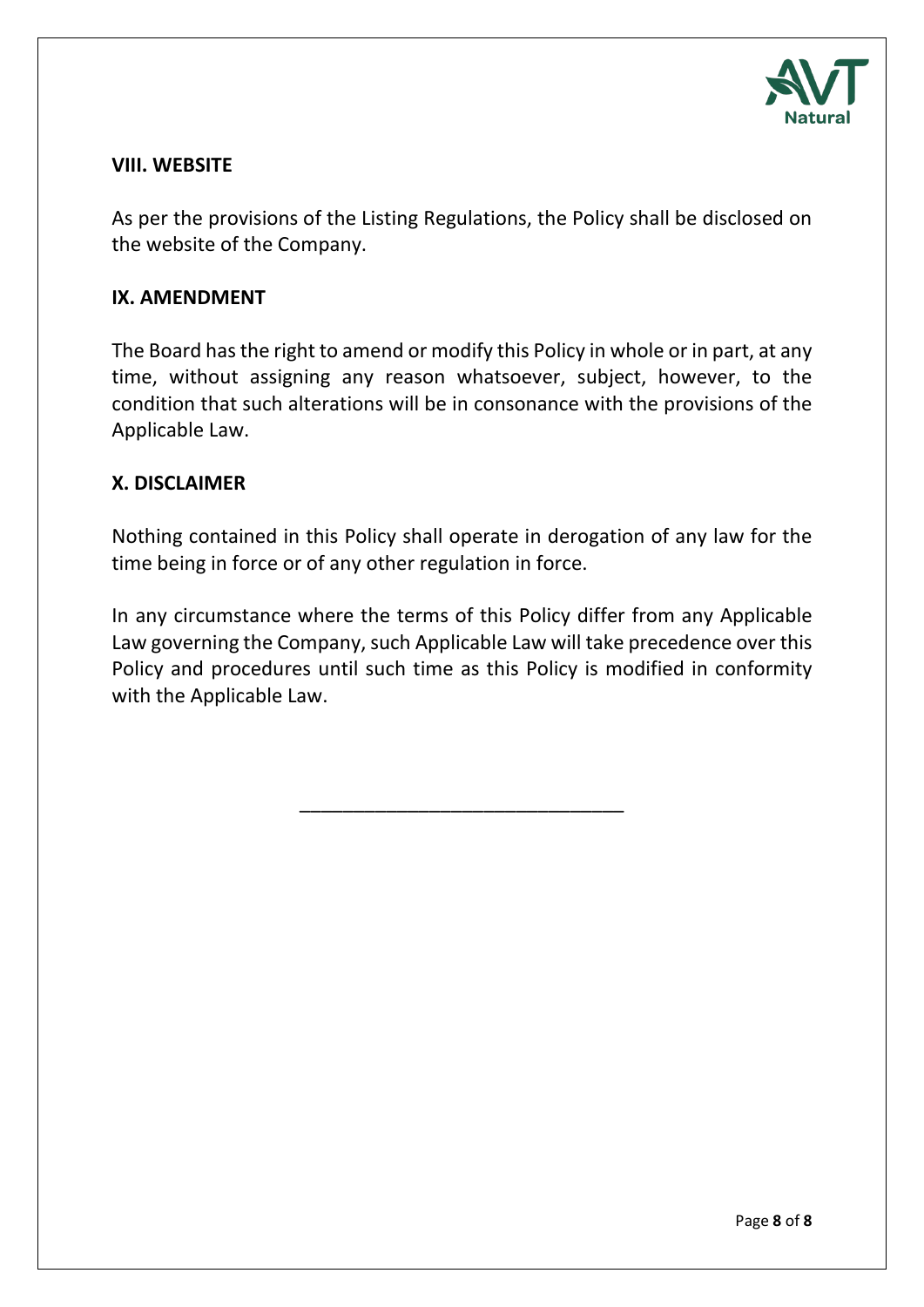## VIII. WEBSITE

As per the provisions of the Listing Regulations, the Policy shall be disclosed on the website of the Company.

## IX. AMENDMENT

The Board has the right to amend or modify this Policy in whole or in part, at any time, without assigning any reason whatsoever, subject, however, to the condition that such alterations will be in consonance with the provisions of the Applicable Law.

## X. DISCLAIMER

Nothing contained in this Policy shall operate in derogation of any law for the time being in force or of any other regulation in force.

In any circumstance where the terms of this Policy differ from any Applicable Law governing the Company, such Applicable Law will take precedence over this Policy and procedures until such time as this Policy is modified in conformity with the Applicable Law.

---